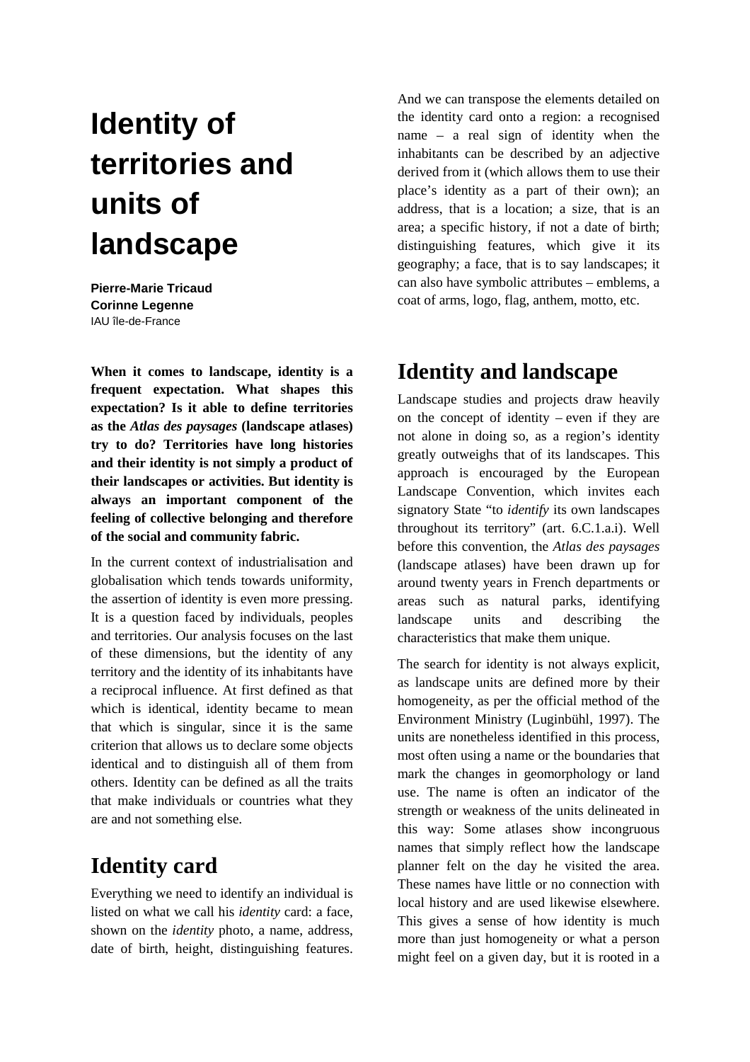# Identity of territories and units of landscape

**Pierre-Marie Tricaud**
**Corinne Legenne**
IAU île-de-France

**When it comes to landscape, identity is a frequent expectation. What shapes this expectation? Is it able to define territories as the *Atlas des paysages* (landscape atlases) try to do? Territories have long histories and their identity is not simply a product of their landscapes or activities. But identity is always an important component of the feeling of collective belonging and therefore of the social and community fabric.**

In the current context of industrialisation and globalisation which tends towards uniformity, the assertion of identity is even more pressing. It is a question faced by individuals, peoples and territories. Our analysis focuses on the last of these dimensions, but the identity of any territory and the identity of its inhabitants have a reciprocal influence. At first defined as that which is identical, identity became to mean that which is singular, since it is the same criterion that allows us to declare some objects identical and to distinguish all of them from others. Identity can be defined as all the traits that make individuals or countries what they are and not something else.

## Identity card

Everything we need to identify an individual is listed on what we call his *identity* card: a face, shown on the *identity* photo, a name, address, date of birth, height, distinguishing features. And we can transpose the elements detailed on the identity card onto a region: a recognised name – a real sign of identity when the inhabitants can be described by an adjective derived from it (which allows them to use their place's identity as a part of their own); an address, that is a location; a size, that is an area; a specific history, if not a date of birth; distinguishing features, which give it its geography; a face, that is to say landscapes; it can also have symbolic attributes – emblems, a coat of arms, logo, flag, anthem, motto, etc.

## Identity and landscape

Landscape studies and projects draw heavily on the concept of identity – even if they are not alone in doing so, as a region's identity greatly outweighs that of its landscapes. This approach is encouraged by the European Landscape Convention, which invites each signatory State "to *identify* its own landscapes throughout its territory" (art. 6.C.1.a.i). Well before this convention, the *Atlas des paysages* (landscape atlases) have been drawn up for around twenty years in French departments or areas such as natural parks, identifying landscape units and describing the characteristics that make them unique.

The search for identity is not always explicit, as landscape units are defined more by their homogeneity, as per the official method of the Environment Ministry (Luginbühl, 1997). The units are nonetheless identified in this process, most often using a name or the boundaries that mark the changes in geomorphology or land use. The name is often an indicator of the strength or weakness of the units delineated in this way: Some atlases show incongruous names that simply reflect how the landscape planner felt on the day he visited the area. These names have little or no connection with local history and are used likewise elsewhere. This gives a sense of how identity is much more than just homogeneity or what a person might feel on a given day, but it is rooted in a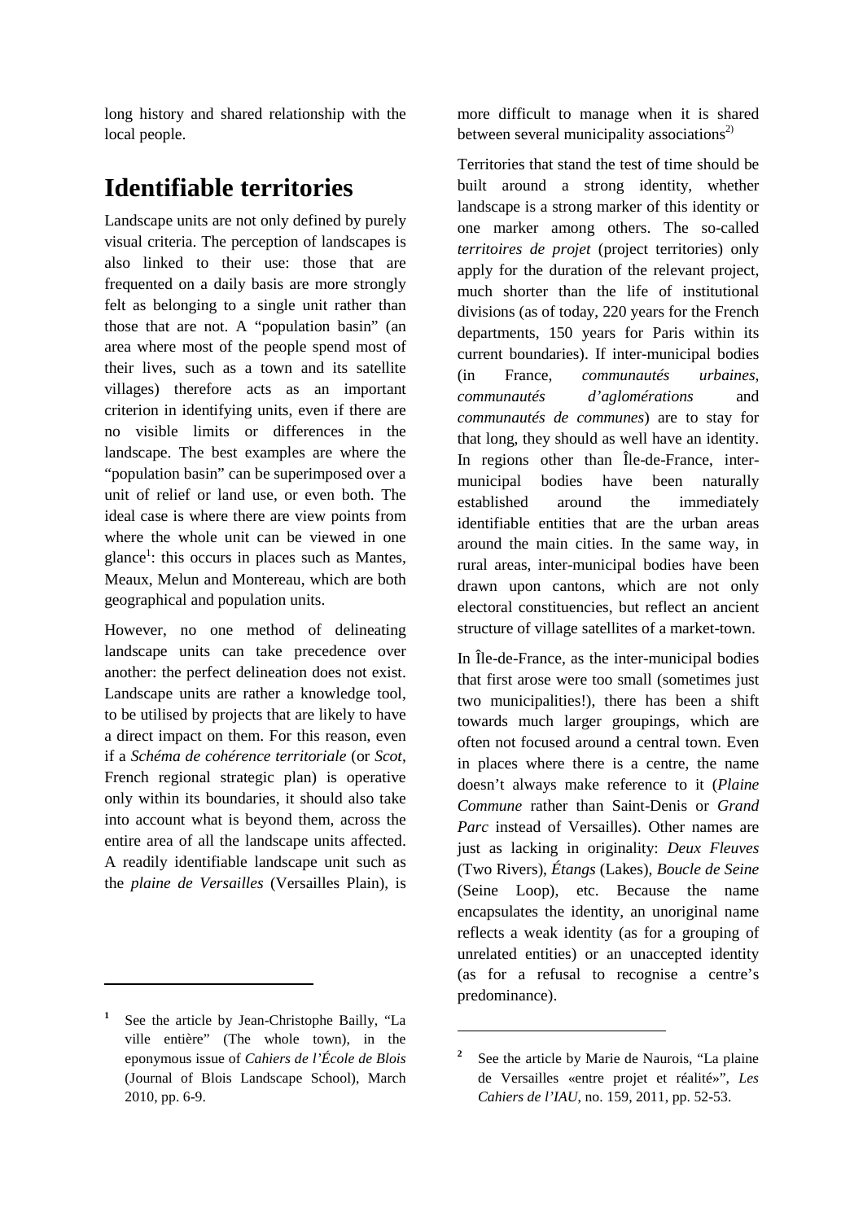long history and shared relationship with the local people.

# Identifiable territories

Landscape units are not only defined by purely visual criteria. The perception of landscapes is also linked to their use: those that are frequented on a daily basis are more strongly felt as belonging to a single unit rather than those that are not. A "population basin" (an area where most of the people spend most of their lives, such as a town and its satellite villages) therefore acts as an important criterion in identifying units, even if there are no visible limits or differences in the landscape. The best examples are where the "population basin" can be superimposed over a unit of relief or land use, or even both. The ideal case is where there are view points from where the whole unit can be viewed in one glance[1]: this occurs in places such as Mantes, Meaux, Melun and Montereau, which are both geographical and population units.

However, no one method of delineating landscape units can take precedence over another: the perfect delineation does not exist. Landscape units are rather a knowledge tool, to be utilised by projects that are likely to have a direct impact on them. For this reason, even if a *Schéma de cohérence territoriale* (or *Scot*, French regional strategic plan) is operative only within its boundaries, it should also take into account what is beyond them, across the entire area of all the landscape units affected. A readily identifiable landscape unit such as the *plaine de Versailles* (Versailles Plain), is more difficult to manage when it is shared between several municipality associations[2)]

Territories that stand the test of time should be built around a strong identity, whether landscape is a strong marker of this identity or one marker among others. The so-called *territoires de projet* (project territories) only apply for the duration of the relevant project, much shorter than the life of institutional divisions (as of today, 220 years for the French departments, 150 years for Paris within its current boundaries). If inter-municipal bodies (in France, *communautés urbaines*, *communautés d'aglomérations* and *communautés de communes*) are to stay for that long, they should as well have an identity. In regions other than Île-de-France, inter-municipal bodies have been naturally established around the immediately identifiable entities that are the urban areas around the main cities. In the same way, in rural areas, inter-municipal bodies have been drawn upon cantons, which are not only electoral constituencies, but reflect an ancient structure of village satellites of a market-town.

In Île-de-France, as the inter-municipal bodies that first arose were too small (sometimes just two municipalities!), there has been a shift towards much larger groupings, which are often not focused around a central town. Even in places where there is a centre, the name doesn't always make reference to it (*Plaine Commune* rather than Saint-Denis or *Grand Parc* instead of Versailles). Other names are just as lacking in originality: *Deux Fleuves* (Two Rivers), *Étangs* (Lakes), *Boucle de Seine* (Seine Loop), etc. Because the name encapsulates the identity, an unoriginal name reflects a weak identity (as for a grouping of unrelated entities) or an unaccepted identity (as for a refusal to recognise a centre's predominance).

---

[1] See the article by Jean-Christophe Bailly, "La ville entière" (The whole town), in the eponymous issue of *Cahiers de l'École de Blois* (Journal of Blois Landscape School), March 2010, pp. 6-9.

[2] See the article by Marie de Naurois, "La plaine de Versailles «entre projet et réalité»", *Les Cahiers de l'IAU*, no. 159, 2011, pp. 52-53.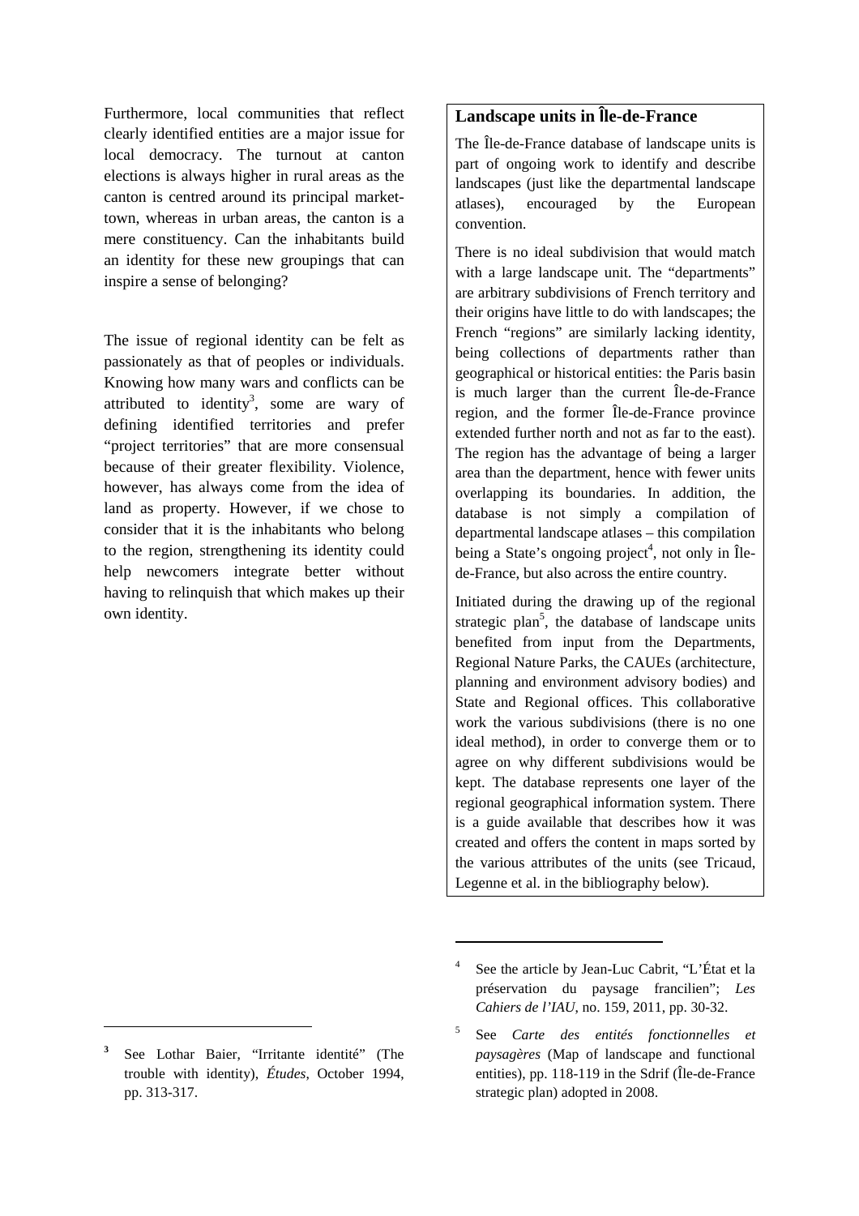Furthermore, local communities that reflect clearly identified entities are a major issue for local democracy. The turnout at canton elections is always higher in rural areas as the canton is centred around its principal market-town, whereas in urban areas, the canton is a mere constituency. Can the inhabitants build an identity for these new groupings that can inspire a sense of belonging?

The issue of regional identity can be felt as passionately as that of peoples or individuals. Knowing how many wars and conflicts can be attributed to identity[3], some are wary of defining identified territories and prefer "project territories" that are more consensual because of their greater flexibility. Violence, however, has always come from the idea of land as property. However, if we chose to consider that it is the inhabitants who belong to the region, strengthening its identity could help newcomers integrate better without having to relinquish that which makes up their own identity.

### Landscape units in Île-de-France

The Île-de-France database of landscape units is part of ongoing work to identify and describe landscapes (just like the departmental landscape atlases), encouraged by the European convention.

There is no ideal subdivision that would match with a large landscape unit. The "departments" are arbitrary subdivisions of French territory and their origins have little to do with landscapes; the French "regions" are similarly lacking identity, being collections of departments rather than geographical or historical entities: the Paris basin is much larger than the current Île-de-France region, and the former Île-de-France province extended further north and not as far to the east). The region has the advantage of being a larger area than the department, hence with fewer units overlapping its boundaries. In addition, the database is not simply a compilation of departmental landscape atlases – this compilation being a State's ongoing project[4], not only in Île-de-France, but also across the entire country.

Initiated during the drawing up of the regional strategic plan[5], the database of landscape units benefited from input from the Departments, Regional Nature Parks, the CAUEs (architecture, planning and environment advisory bodies) and State and Regional offices. This collaborative work the various subdivisions (there is no one ideal method), in order to converge them or to agree on why different subdivisions would be kept. The database represents one layer of the regional geographical information system. There is a guide available that describes how it was created and offers the content in maps sorted by the various attributes of the units (see Tricaud, Legenne et al. in the bibliography below).

---

[3] See Lothar Baier, "Irritante identité" (The trouble with identity), *Études*, October 1994, pp. 313-317.

[4] See the article by Jean-Luc Cabrit, "L'État et la préservation du paysage francilien"; *Les Cahiers de l'IAU*, no. 159, 2011, pp. 30-32.

[5] See *Carte des entités fonctionnelles et paysagères* (Map of landscape and functional entities), pp. 118-119 in the Sdrif (Île-de-France strategic plan) adopted in 2008.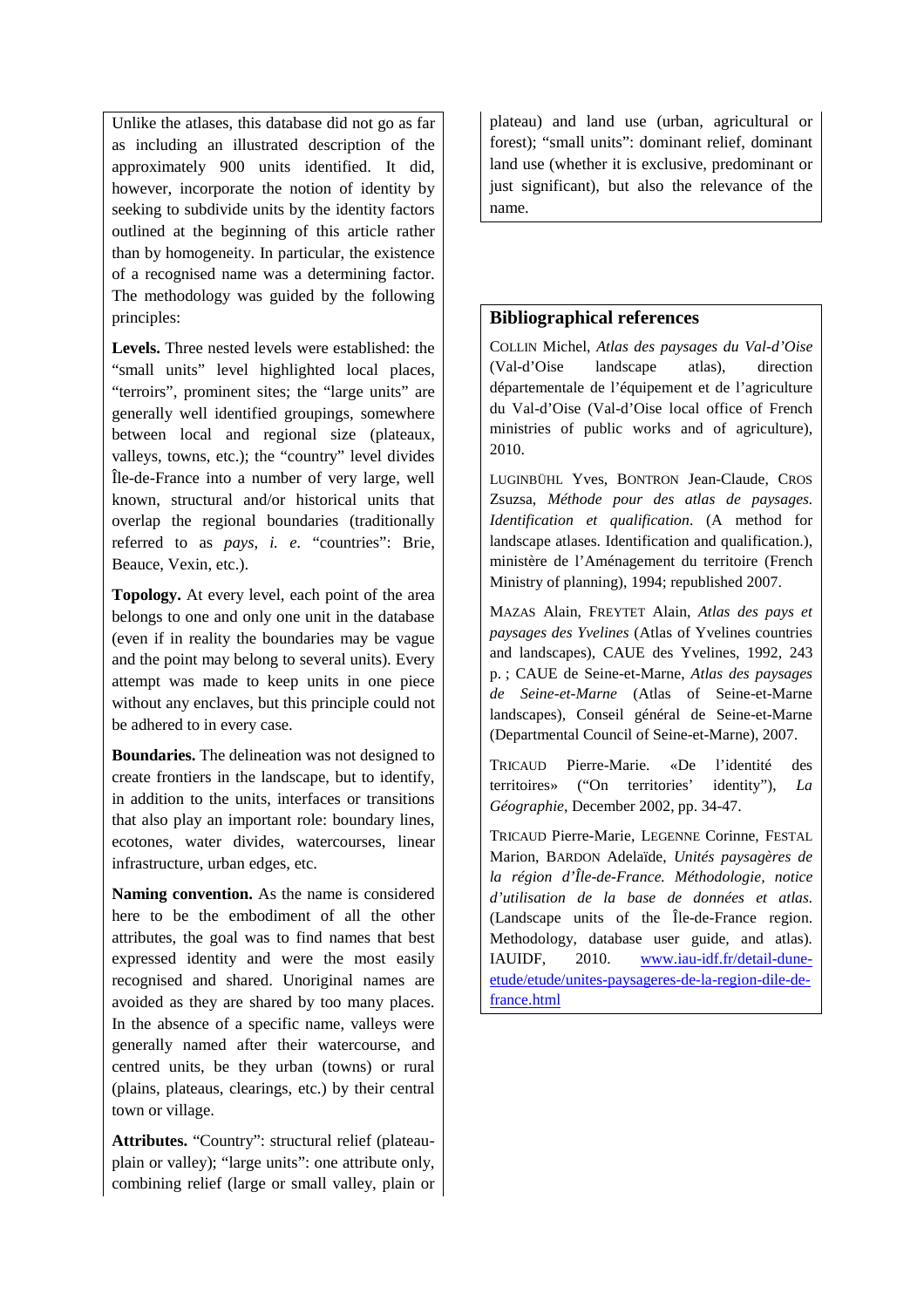Unlike the atlases, this database did not go as far as including an illustrated description of the approximately 900 units identified. It did, however, incorporate the notion of identity by seeking to subdivide units by the identity factors outlined at the beginning of this article rather than by homogeneity. In particular, the existence of a recognised name was a determining factor. The methodology was guided by the following principles:

**Levels.** Three nested levels were established: the "small units" level highlighted local places, "terroirs", prominent sites; the "large units" are generally well identified groupings, somewhere between local and regional size (plateaux, valleys, towns, etc.); the "country" level divides Île-de-France into a number of very large, well known, structural and/or historical units that overlap the regional boundaries (traditionally referred to as *pays*, *i. e.* "countries": Brie, Beauce, Vexin, etc.).

**Topology.** At every level, each point of the area belongs to one and only one unit in the database (even if in reality the boundaries may be vague and the point may belong to several units). Every attempt was made to keep units in one piece without any enclaves, but this principle could not be adhered to in every case.

**Boundaries.** The delineation was not designed to create frontiers in the landscape, but to identify, in addition to the units, interfaces or transitions that also play an important role: boundary lines, ecotones, water divides, watercourses, linear infrastructure, urban edges, etc.

**Naming convention.** As the name is considered here to be the embodiment of all the other attributes, the goal was to find names that best expressed identity and were the most easily recognised and shared. Unoriginal names are avoided as they are shared by too many places. In the absence of a specific name, valleys were generally named after their watercourse, and centred units, be they urban (towns) or rural (plains, plateaus, clearings, etc.) by their central town or village.

**Attributes.** "Country": structural relief (plateau-plain or valley); "large units": one attribute only, combining relief (large or small valley, plain or plateau) and land use (urban, agricultural or forest); "small units": dominant relief, dominant land use (whether it is exclusive, predominant or just significant), but also the relevance of the name.

## Bibliographical references

COLLIN Michel, *Atlas des paysages du Val-d'Oise* (Val-d'Oise landscape atlas), direction départementale de l'équipement et de l'agriculture du Val-d'Oise (Val-d'Oise local office of French ministries of public works and of agriculture), 2010.

LUGINBÜHL Yves, BONTRON Jean-Claude, CROS Zsuzsa, *Méthode pour des atlas de paysages. Identification et qualification*. (A method for landscape atlases. Identification and qualification.), ministère de l'Aménagement du territoire (French Ministry of planning), 1994; republished 2007.

MAZAS Alain, FREYTET Alain, *Atlas des pays et paysages des Yvelines* (Atlas of Yvelines countries and landscapes), CAUE des Yvelines, 1992, 243 p. ; CAUE de Seine-et-Marne, *Atlas des paysages de Seine-et-Marne* (Atlas of Seine-et-Marne landscapes), Conseil général de Seine-et-Marne (Departmental Council of Seine-et-Marne), 2007.

TRICAUD Pierre-Marie. «De l'identité des territoires» ("On territories' identity"), *La Géographie*, December 2002, pp. 34-47.

TRICAUD Pierre-Marie, LEGENNE Corinne, FESTAL Marion, BARDON Adelaïde, *Unités paysagères de la région d'Île-de-France. Méthodologie, notice d'utilisation de la base de données et atlas.* (Landscape units of the Île-de-France region. Methodology, database user guide, and atlas). IAUIDF, 2010. www.iau-idf.fr/detail-dune-etude/etude/unites-paysageres-de-la-region-dile-de-france.html